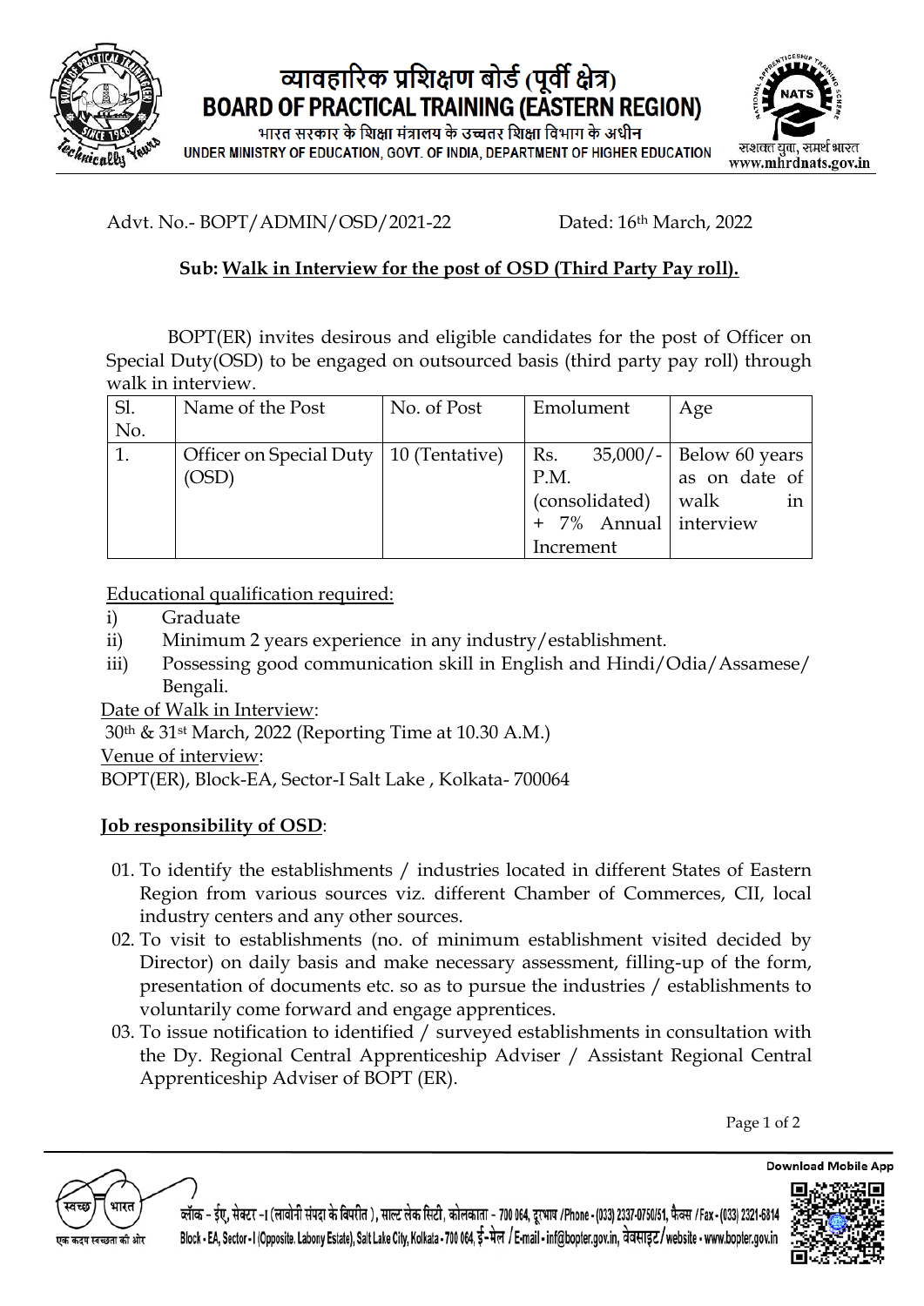# व्यावहारिक प्रशिक्षण बोर्ड (पूर्वी क्षेत्र)
# BOARD OF PRACTICAL TRAINING (EASTERN REGION)

भारत सरकार के शिक्षा मंत्रालय के उच्चतर शिक्षा विभाग के अधीन
UNDER MINISTRY OF EDUCATION, GOVT. OF INDIA, DEPARTMENT OF HIGHER EDUCATION

सशक्त युवा, समर्थ भारत
www.mhrdnats.gov.in

Advt. No.- BOPT/ADMIN/OSD/2021-22 Dated: 16th March, 2022

**Sub: Walk in Interview for the post of OSD (Third Party Pay roll).**

BOPT(ER) invites desirous and eligible candidates for the post of Officer on Special Duty(OSD) to be engaged on outsourced basis (third party pay roll) through walk in interview.

| Sl. No. | Name of the Post | No. of Post | Emolument | Age |
|---|---|---|---|---|
| 1. | Officer on Special Duty (OSD) | 10 (Tentative) | Rs. 35,000/- P.M. (consolidated) + 7% Annual Increment | Below 60 years as on date of walk in interview |

Educational qualification required:

i) Graduate
ii) Minimum 2 years experience in any industry/establishment.
iii) Possessing good communication skill in English and Hindi/Odia/Assamese/Bengali.

Date of Walk in Interview:
30th & 31st March, 2022 (Reporting Time at 10.30 A.M.)

Venue of interview:
BOPT(ER), Block-EA, Sector-I Salt Lake , Kolkata- 700064

**Job responsibility of OSD:**

01. To identify the establishments / industries located in different States of Eastern Region from various sources viz. different Chamber of Commerces, CII, local industry centers and any other sources.
02. To visit to establishments (no. of minimum establishment visited decided by Director) on daily basis and make necessary assessment, filling-up of the form, presentation of documents etc. so as to pursue the industries / establishments to voluntarily come forward and engage apprentices.
03. To issue notification to identified / surveyed establishments in consultation with the Dy. Regional Central Apprenticeship Adviser / Assistant Regional Central Apprenticeship Adviser of BOPT (ER).

स्वच्छ भारत — एक कदम स्वच्छता की ओर

ब्लॉक - ईए, सेक्टर -I (लावोनी संपदा के विपरीत ), साल्ट लेक सिटी, कोलकाता - 700 064, दूरभाष /Phone - (033) 2337-0750/51, फैक्स /Fax - (033) 2321-6814
Block - EA, Sector - I (Opposite. Labony Estate), Salt Lake City, Kolkata - 700 064, ई-मेल / E-mail - inf@bopter.gov.in, वेबसाइट / website - www.bopter.gov.in

Download Mobile App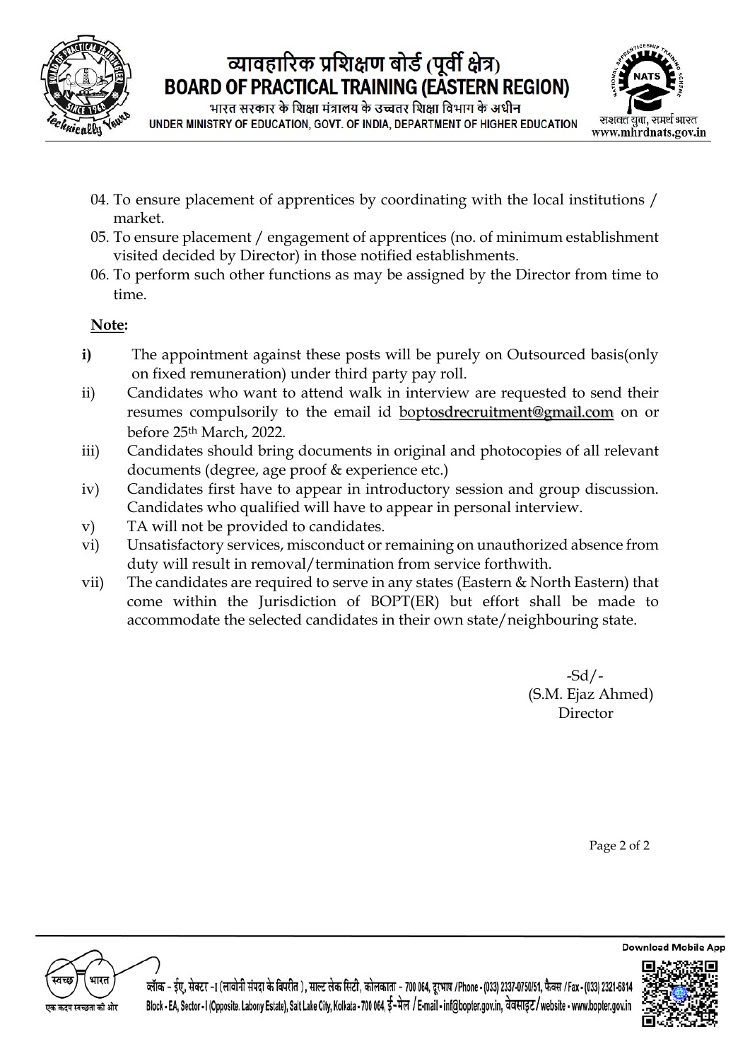04. To ensure placement of apprentices by coordinating with the local institutions / market.
05. To ensure placement / engagement of apprentices (no. of minimum establishment visited decided by Director) in those notified establishments.
06. To perform such other functions as may be assigned by the Director from time to time.

**Note:**

**i)** The appointment against these posts will be purely on Outsourced basis(only on fixed remuneration) under third party pay roll.

ii) Candidates who want to attend walk in interview are requested to send their resumes compulsorily to the email id boptosdrecruitment@gmail.com on or before 25th March, 2022.

iii) Candidates should bring documents in original and photocopies of all relevant documents (degree, age proof & experience etc.)

iv) Candidates first have to appear in introductory session and group discussion. Candidates who qualified will have to appear in personal interview.

v) TA will not be provided to candidates.

vi) Unsatisfactory services, misconduct or remaining on unauthorized absence from duty will result in removal/termination from service forthwith.

vii) The candidates are required to serve in any states (Eastern & North Eastern) that come within the Jurisdiction of BOPT(ER) but effort shall be made to accommodate the selected candidates in their own state/neighbouring state.

-Sd/-
(S.M. Ejaz Ahmed)
Director